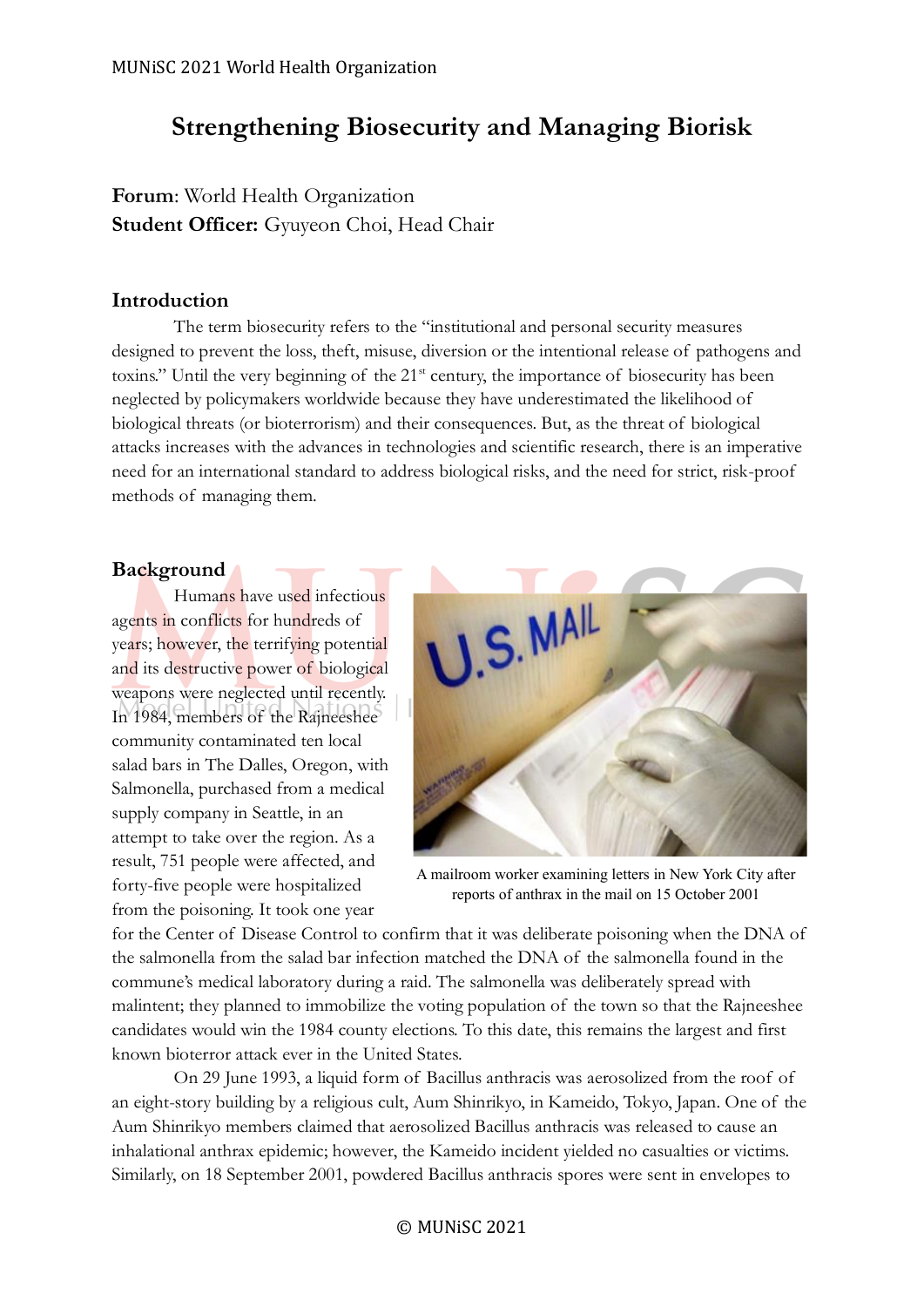# Strengthening Biosecurity and Managing Biorisk

**Forum**: World Health Organization
**Student Officer:** Gyuyeon Choi, Head Chair

## Introduction

The term biosecurity refers to the "institutional and personal security measures designed to prevent the loss, theft, misuse, diversion or the intentional release of pathogens and toxins." Until the very beginning of the 21st century, the importance of biosecurity has been neglected by policymakers worldwide because they have underestimated the likelihood of biological threats (or bioterrorism) and their consequences. But, as the threat of biological attacks increases with the advances in technologies and scientific research, there is an imperative need for an international standard to address biological risks, and the need for strict, risk-proof methods of managing them.

## Background

Humans have used infectious agents in conflicts for hundreds of years; however, the terrifying potential and its destructive power of biological weapons were neglected until recently. In 1984, members of the Rajneeshee community contaminated ten local salad bars in The Dalles, Oregon, with Salmonella, purchased from a medical supply company in Seattle, in an attempt to take over the region. As a result, 751 people were affected, and forty-five people were hospitalized from the poisoning. It took one year for the Center of Disease Control to confirm that it was deliberate poisoning when the DNA of the salmonella from the salad bar infection matched the DNA of the salmonella found in the commune's medical laboratory during a raid. The salmonella was deliberately spread with malintent; they planned to immobilize the voting population of the town so that the Rajneeshee candidates would win the 1984 county elections. To this date, this remains the largest and first known bioterror attack ever in the United States.

A mailroom worker examining letters in New York City after reports of anthrax in the mail on 15 October 2001

On 29 June 1993, a liquid form of Bacillus anthracis was aerosolized from the roof of an eight-story building by a religious cult, Aum Shinrikyo, in Kameido, Tokyo, Japan. One of the Aum Shinrikyo members claimed that aerosolized Bacillus anthracis was released to cause an inhalational anthrax epidemic; however, the Kameido incident yielded no casualties or victims. Similarly, on 18 September 2001, powdered Bacillus anthracis spores were sent in envelopes to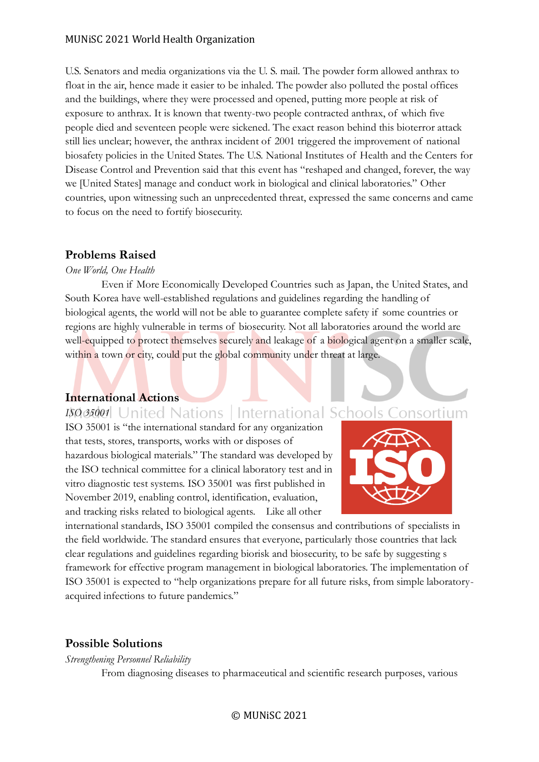U.S. Senators and media organizations via the U. S. mail. The powder form allowed anthrax to float in the air, hence made it easier to be inhaled. The powder also polluted the postal offices and the buildings, where they were processed and opened, putting more people at risk of exposure to anthrax. It is known that twenty-two people contracted anthrax, of which five people died and seventeen people were sickened. The exact reason behind this bioterror attack still lies unclear; however, the anthrax incident of 2001 triggered the improvement of national biosafety policies in the United States. The U.S. National Institutes of Health and the Centers for Disease Control and Prevention said that this event has "reshaped and changed, forever, the way we [United States] manage and conduct work in biological and clinical laboratories." Other countries, upon witnessing such an unprecedented threat, expressed the same concerns and came to focus on the need to fortify biosecurity.

## Problems Raised

*One World, One Health*

Even if More Economically Developed Countries such as Japan, the United States, and South Korea have well-established regulations and guidelines regarding the handling of biological agents, the world will not be able to guarantee complete safety if some countries or regions are highly vulnerable in terms of biosecurity. Not all laboratories around the world are well-equipped to protect themselves securely and leakage of a biological agent on a smaller scale, within a town or city, could put the global community under threat at large.

## International Actions

*ISO 35001*

ISO 35001 is "the international standard for any organization that tests, stores, transports, works with or disposes of hazardous biological materials." The standard was developed by the ISO technical committee for a clinical laboratory test and in vitro diagnostic test systems. ISO 35001 was first published in November 2019, enabling control, identification, evaluation, and tracking risks related to biological agents. Like all other international standards, ISO 35001 compiled the consensus and contributions of specialists in the field worldwide. The standard ensures that everyone, particularly those countries that lack clear regulations and guidelines regarding biorisk and biosecurity, to be safe by suggesting s framework for effective program management in biological laboratories. The implementation of ISO 35001 is expected to "help organizations prepare for all future risks, from simple laboratory-acquired infections to future pandemics."

## Possible Solutions

*Strengthening Personnel Reliability*

From diagnosing diseases to pharmaceutical and scientific research purposes, various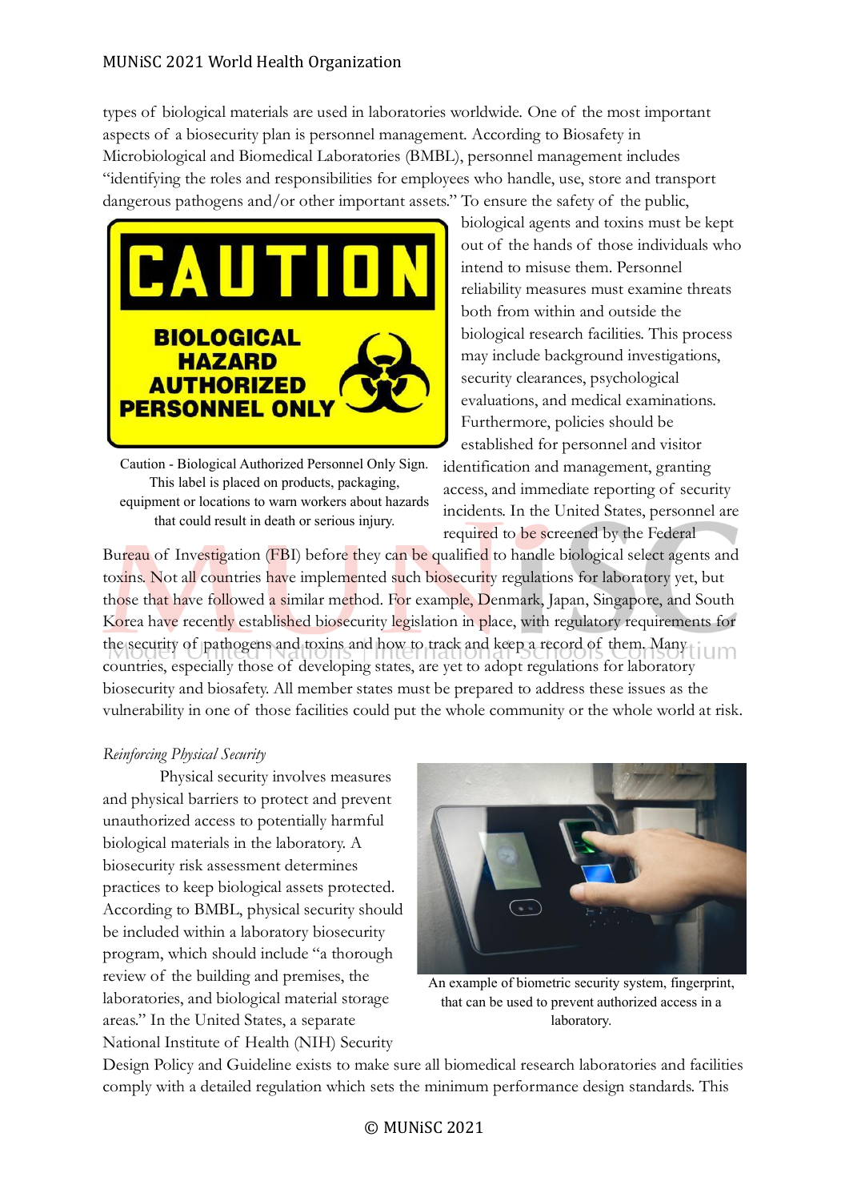types of biological materials are used in laboratories worldwide. One of the most important aspects of a biosecurity plan is personnel management. According to Biosafety in Microbiological and Biomedical Laboratories (BMBL), personnel management includes "identifying the roles and responsibilities for employees who handle, use, store and transport dangerous pathogens and/or other important assets." To ensure the safety of the public, biological agents and toxins must be kept out of the hands of those individuals who intend to misuse them. Personnel reliability measures must examine threats both from within and outside the biological research facilities. This process may include background investigations, security clearances, psychological evaluations, and medical examinations. Furthermore, policies should be established for personnel and visitor identification and management, granting access, and immediate reporting of security incidents. In the United States, personnel are required to be screened by the Federal Bureau of Investigation (FBI) before they can be qualified to handle biological select agents and toxins. Not all countries have implemented such biosecurity regulations for laboratory yet, but those that have followed a similar method. For example, Denmark, Japan, Singapore, and South Korea have recently established biosecurity legislation in place, with regulatory requirements for the security of pathogens and toxins and how to track and keep a record of them. Many countries, especially those of developing states, are yet to adopt regulations for laboratory biosecurity and biosafety. All member states must be prepared to address these issues as the vulnerability in one of those facilities could put the whole community or the whole world at risk.

Caution - Biological Authorized Personnel Only Sign. This label is placed on products, packaging, equipment or locations to warn workers about hazards that could result in death or serious injury.

*Reinforcing Physical Security*

Physical security involves measures and physical barriers to protect and prevent unauthorized access to potentially harmful biological materials in the laboratory. A biosecurity risk assessment determines practices to keep biological assets protected. According to BMBL, physical security should be included within a laboratory biosecurity program, which should include "a thorough review of the building and premises, the laboratories, and biological material storage areas." In the United States, a separate National Institute of Health (NIH) Security Design Policy and Guideline exists to make sure all biomedical research laboratories and facilities comply with a detailed regulation which sets the minimum performance design standards. This

An example of biometric security system, fingerprint, that can be used to prevent authorized access in a laboratory.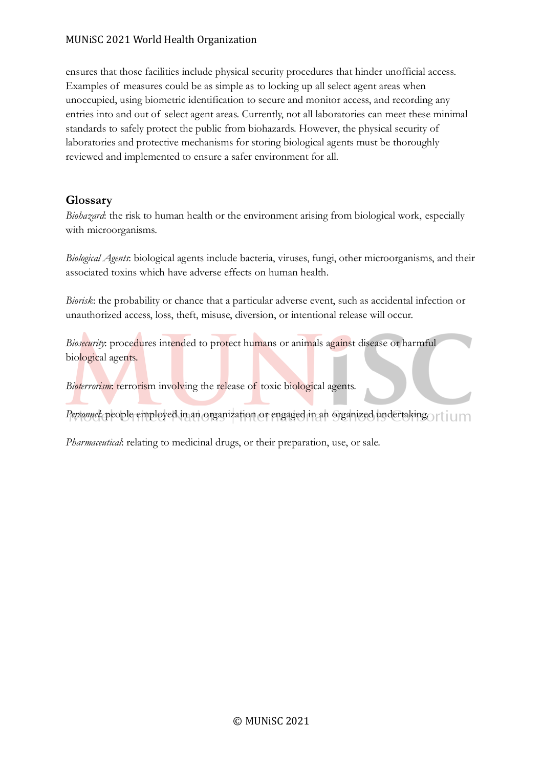ensures that those facilities include physical security procedures that hinder unofficial access. Examples of measures could be as simple as to locking up all select agent areas when unoccupied, using biometric identification to secure and monitor access, and recording any entries into and out of select agent areas. Currently, not all laboratories can meet these minimal standards to safely protect the public from biohazards. However, the physical security of laboratories and protective mechanisms for storing biological agents must be thoroughly reviewed and implemented to ensure a safer environment for all.

## Glossary

*Biohazard*: the risk to human health or the environment arising from biological work, especially with microorganisms.

*Biological Agents*: biological agents include bacteria, viruses, fungi, other microorganisms, and their associated toxins which have adverse effects on human health.

*Biorisk*: the probability or chance that a particular adverse event, such as accidental infection or unauthorized access, loss, theft, misuse, diversion, or intentional release will occur.

*Biosecurity*: procedures intended to protect humans or animals against disease or harmful biological agents.

*Bioterrorism*: terrorism involving the release of toxic biological agents.

*Personnel*: people employed in an organization or engaged in an organized undertaking.

*Pharmaceutical*: relating to medicinal drugs, or their preparation, use, or sale.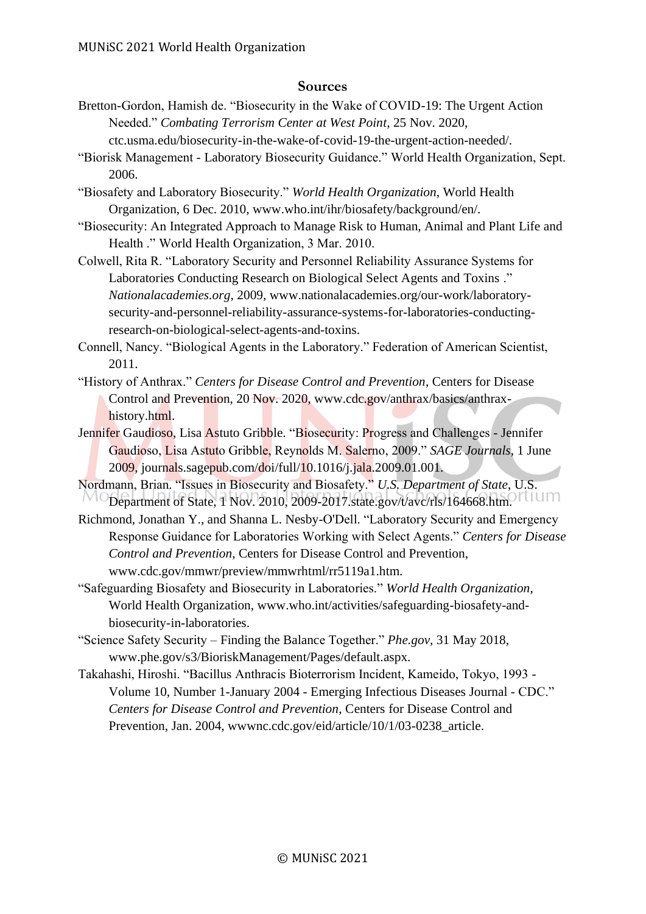## Sources

Bretton-Gordon, Hamish de. "Biosecurity in the Wake of COVID-19: The Urgent Action Needed." *Combating Terrorism Center at West Point*, 25 Nov. 2020, ctc.usma.edu/biosecurity-in-the-wake-of-covid-19-the-urgent-action-needed/.

"Biorisk Management - Laboratory Biosecurity Guidance." World Health Organization, Sept. 2006.

"Biosafety and Laboratory Biosecurity." *World Health Organization*, World Health Organization, 6 Dec. 2010, www.who.int/ihr/biosafety/background/en/.

"Biosecurity: An Integrated Approach to Manage Risk to Human, Animal and Plant Life and Health ." World Health Organization, 3 Mar. 2010.

Colwell, Rita R. "Laboratory Security and Personnel Reliability Assurance Systems for Laboratories Conducting Research on Biological Select Agents and Toxins ." *Nationalacademies.org*, 2009, www.nationalacademies.org/our-work/laboratory-security-and-personnel-reliability-assurance-systems-for-laboratories-conducting-research-on-biological-select-agents-and-toxins.

Connell, Nancy. "Biological Agents in the Laboratory." Federation of American Scientist, 2011.

"History of Anthrax." *Centers for Disease Control and Prevention*, Centers for Disease Control and Prevention, 20 Nov. 2020, www.cdc.gov/anthrax/basics/anthrax-history.html.

Jennifer Gaudioso, Lisa Astuto Gribble. "Biosecurity: Progress and Challenges - Jennifer Gaudioso, Lisa Astuto Gribble, Reynolds M. Salerno, 2009." *SAGE Journals*, 1 June 2009, journals.sagepub.com/doi/full/10.1016/j.jala.2009.01.001.

Nordmann, Brian. "Issues in Biosecurity and Biosafety." *U.S. Department of State*, U.S. Department of State, 1 Nov. 2010, 2009-2017.state.gov/t/avc/rls/164668.htm.

Richmond, Jonathan Y., and Shanna L. Nesby-O'Dell. "Laboratory Security and Emergency Response Guidance for Laboratories Working with Select Agents." *Centers for Disease Control and Prevention*, Centers for Disease Control and Prevention, www.cdc.gov/mmwr/preview/mmwrhtml/rr5119a1.htm.

"Safeguarding Biosafety and Biosecurity in Laboratories." *World Health Organization*, World Health Organization, www.who.int/activities/safeguarding-biosafety-and-biosecurity-in-laboratories.

"Science Safety Security – Finding the Balance Together." *Phe.gov*, 31 May 2018, www.phe.gov/s3/BioriskManagement/Pages/default.aspx.

Takahashi, Hiroshi. "Bacillus Anthracis Bioterrorism Incident, Kameido, Tokyo, 1993 - Volume 10, Number 1-January 2004 - Emerging Infectious Diseases Journal - CDC." *Centers for Disease Control and Prevention*, Centers for Disease Control and Prevention, Jan. 2004, wwwnc.cdc.gov/eid/article/10/1/03-0238_article.